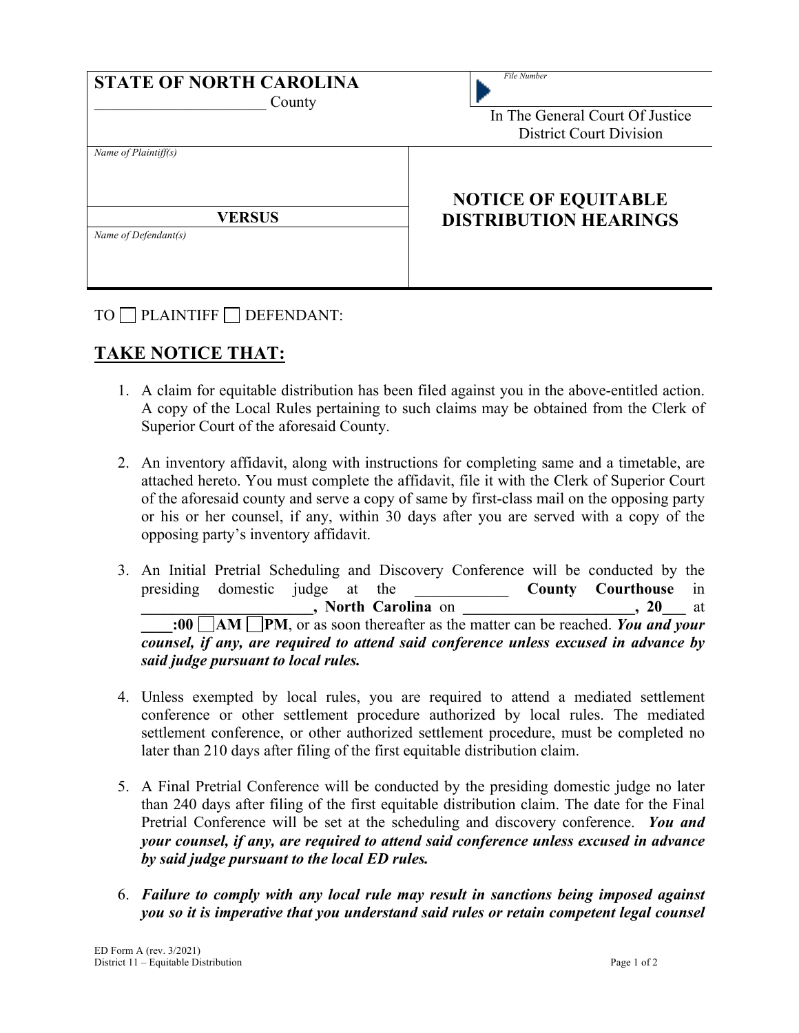**STATE OF NORTH CAROLINA**

______________________ County

File Number

In The General Court Of Justice
District Court Division

| Name of Plaintiff(s) | **NOTICE OF EQUITABLE DISTRIBUTION HEARINGS** |
| --- | --- |
| **VERSUS** | |
| Name of Defendant(s) | |

TO ☐ PLAINTIFF ☐ DEFENDANT:

## TAKE NOTICE THAT:

1. A claim for equitable distribution has been filed against you in the above-entitled action. A copy of the Local Rules pertaining to such claims may be obtained from the Clerk of Superior Court of the aforesaid County.

2. An inventory affidavit, along with instructions for completing same and a timetable, are attached hereto. You must complete the affidavit, file it with the Clerk of Superior Court of the aforesaid county and serve a copy of same by first-class mail on the opposing party or his or her counsel, if any, within 30 days after you are served with a copy of the opposing party's inventory affidavit.

3. An Initial Pretrial Scheduling and Discovery Conference will be conducted by the presiding domestic judge at the ____________ **County Courthouse** in **______________________, North Carolina** on **______________________, 20___** at **____:00 ☐AM ☐PM**, or as soon thereafter as the matter can be reached. ***You and your counsel, if any, are required to attend said conference unless excused in advance by said judge pursuant to local rules.***

4. Unless exempted by local rules, you are required to attend a mediated settlement conference or other settlement procedure authorized by local rules. The mediated settlement conference, or other authorized settlement procedure, must be completed no later than 210 days after filing of the first equitable distribution claim.

5. A Final Pretrial Conference will be conducted by the presiding domestic judge no later than 240 days after filing of the first equitable distribution claim. The date for the Final Pretrial Conference will be set at the scheduling and discovery conference. ***You and your counsel, if any, are required to attend said conference unless excused in advance by said judge pursuant to the local ED rules.***

6. ***Failure to comply with any local rule may result in sanctions being imposed against you so it is imperative that you understand said rules or retain competent legal counsel***

ED Form A (rev. 3/2021)
District 11 – Equitable Distribution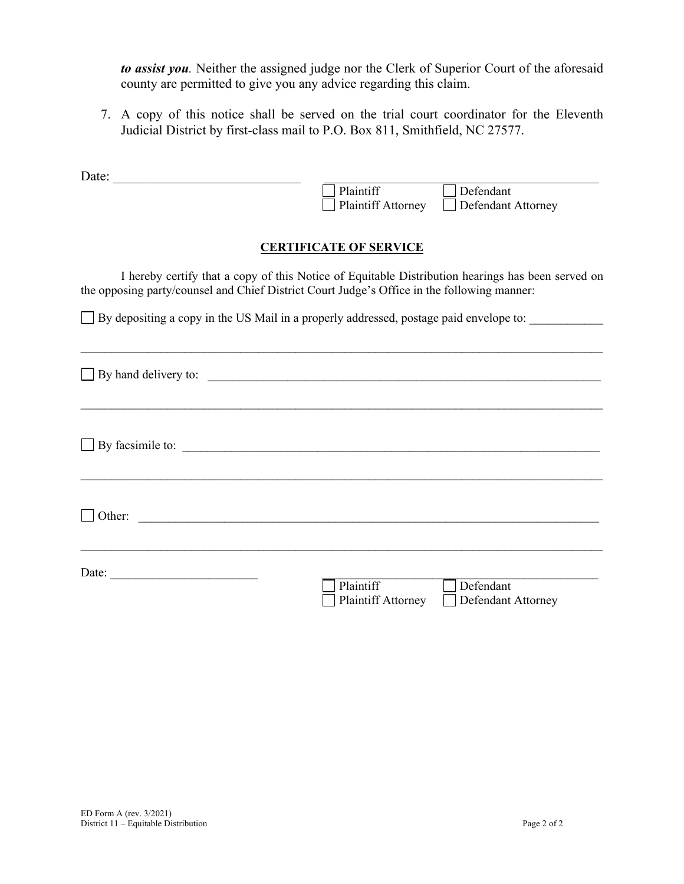***to assist you***. Neither the assigned judge nor the Clerk of Superior Court of the aforesaid county are permitted to give you any advice regarding this claim.

7. A copy of this notice shall be served on the trial court coordinator for the Eleventh Judicial District by first-class mail to P.O. Box 811, Smithfield, NC 27577.

Date: ____________________________

____________________________________________

☐ Plaintiff ☐ Defendant
☐ Plaintiff Attorney ☐ Defendant Attorney

## CERTIFICATE OF SERVICE

I hereby certify that a copy of this Notice of Equitable Distribution hearings has been served on the opposing party/counsel and Chief District Court Judge's Office in the following manner:

☐ By depositing a copy in the US Mail in a properly addressed, postage paid envelope to: ____________

________________________________________________________________________________

☐ By hand delivery to: ____________________________________________________________________

________________________________________________________________________________

☐ By facsimile to: ______________________________________________________________________

________________________________________________________________________________

☐ Other: _______________________________________________________________________________

________________________________________________________________________________

Date: ________________________

____________________________________________

☐ Plaintiff ☐ Defendant
☐ Plaintiff Attorney ☐ Defendant Attorney

ED Form A (rev. 3/2021)
District 11 – Equitable Distribution